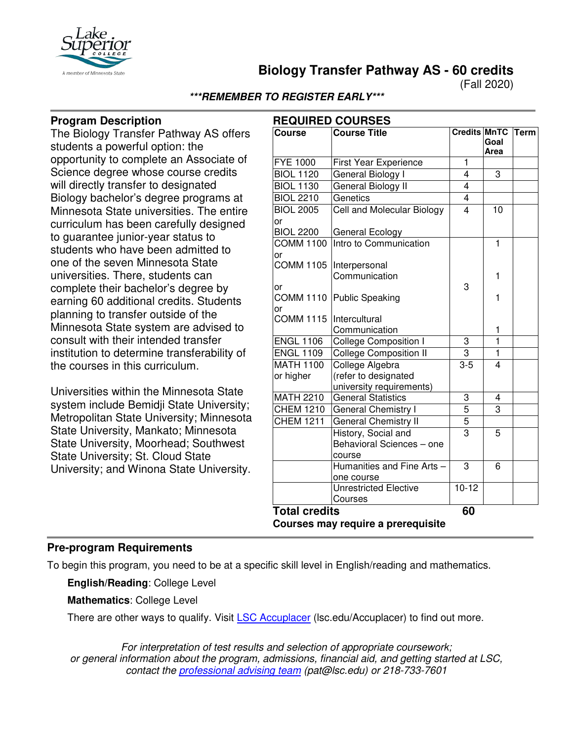# Biology Transfer Pathway AS - 60 credits

(Fall 2020)

***REMEMBER TO REGISTER EARLY***

## Program Description

The Biology Transfer Pathway AS offers students a powerful option: the opportunity to complete an Associate of Science degree whose course credits will directly transfer to designated Biology bachelor's degree programs at Minnesota State universities. The entire curriculum has been carefully designed to guarantee junior-year status to students who have been admitted to one of the seven Minnesota State universities. There, students can complete their bachelor's degree by earning 60 additional credits. Students planning to transfer outside of the Minnesota State system are advised to consult with their intended transfer institution to determine transferability of the courses in this curriculum.

Universities within the Minnesota State system include Bemidji State University; Metropolitan State University; Minnesota State University, Mankato; Minnesota State University, Moorhead; Southwest State University; St. Cloud State University; and Winona State University.

## REQUIRED COURSES

| Course | Course Title | Credits | MnTC Goal Area | Term |
|---|---|---|---|---|
| FYE 1000 | First Year Experience | 1 | | |
| BIOL 1120 | General Biology I | 4 | 3 | |
| BIOL 1130 | General Biology II | 4 | | |
| BIOL 2210 | Genetics | 4 | | |
| BIOL 2005 or BIOL 2200 | Cell and Molecular Biology / General Ecology | 4 | 10 | |
| COMM 1100 or COMM 1105 or COMM 1110 or COMM 1115 | Intro to Communication / Interpersonal Communication / Public Speaking / Intercultural Communication | 3 | 1 / 1 / 1 / 1 | |
| ENGL 1106 | College Composition I | 3 | 1 | |
| ENGL 1109 | College Composition II | 3 | 1 | |
| MATH 1100 or higher | College Algebra (refer to designated university requirements) | 3-5 | 4 | |
| MATH 2210 | General Statistics | 3 | 4 | |
| CHEM 1210 | General Chemistry I | 5 | 3 | |
| CHEM 1211 | General Chemistry II | 5 | | |
| | History, Social and Behavioral Sciences – one course | 3 | 5 | |
| | Humanities and Fine Arts – one course | 3 | 6 | |
| | Unrestricted Elective Courses | 10-12 | | |
| **Total credits** | | **60** | | |

**Courses may require a prerequisite**

## Pre-program Requirements

To begin this program, you need to be at a specific skill level in English/reading and mathematics.

**English/Reading**: College Level

**Mathematics**: College Level

There are other ways to qualify. Visit LSC Accuplacer (lsc.edu/Accuplacer) to find out more.

*For interpretation of test results and selection of appropriate coursework; or general information about the program, admissions, financial aid, and getting started at LSC, contact the professional advising team (pat@lsc.edu) or 218-733-7601*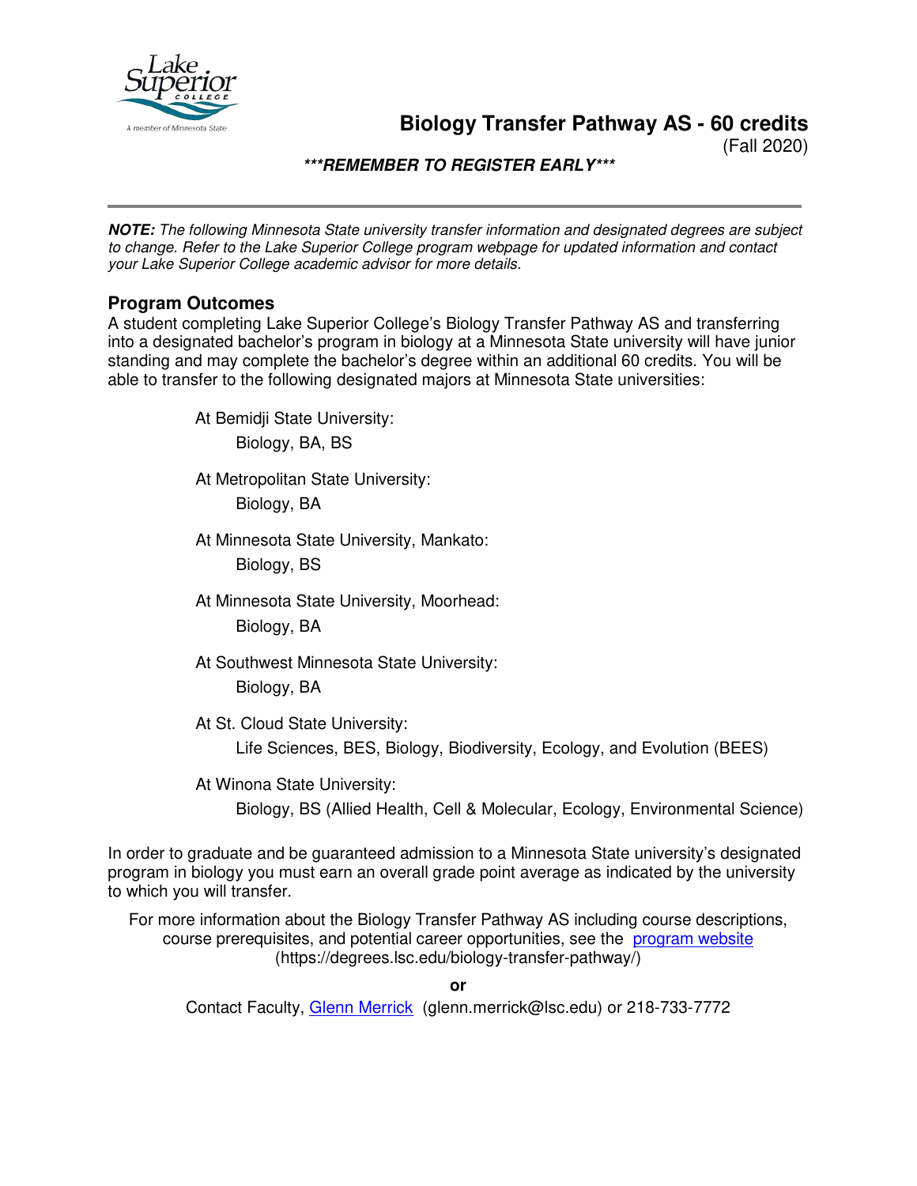# Biology Transfer Pathway AS - 60 credits

(Fall 2020)

***REMEMBER TO REGISTER EARLY***

***NOTE:*** *The following Minnesota State university transfer information and designated degrees are subject to change. Refer to the Lake Superior College program webpage for updated information and contact your Lake Superior College academic advisor for more details.*

## Program Outcomes

A student completing Lake Superior College's Biology Transfer Pathway AS and transferring into a designated bachelor's program in biology at a Minnesota State university will have junior standing and may complete the bachelor's degree within an additional 60 credits. You will be able to transfer to the following designated majors at Minnesota State universities:

At Bemidji State University:
- Biology, BA, BS

At Metropolitan State University:
- Biology, BA

At Minnesota State University, Mankato:
- Biology, BS

At Minnesota State University, Moorhead:
- Biology, BA

At Southwest Minnesota State University:
- Biology, BA

At St. Cloud State University:
- Life Sciences, BES, Biology, Biodiversity, Ecology, and Evolution (BEES)

At Winona State University:
- Biology, BS (Allied Health, Cell & Molecular, Ecology, Environmental Science)

In order to graduate and be guaranteed admission to a Minnesota State university's designated program in biology you must earn an overall grade point average as indicated by the university to which you will transfer.

For more information about the Biology Transfer Pathway AS including course descriptions, course prerequisites, and potential career opportunities, see the program website (https://degrees.lsc.edu/biology-transfer-pathway/)

**or**

Contact Faculty, Glenn Merrick (glenn.merrick@lsc.edu) or 218-733-7772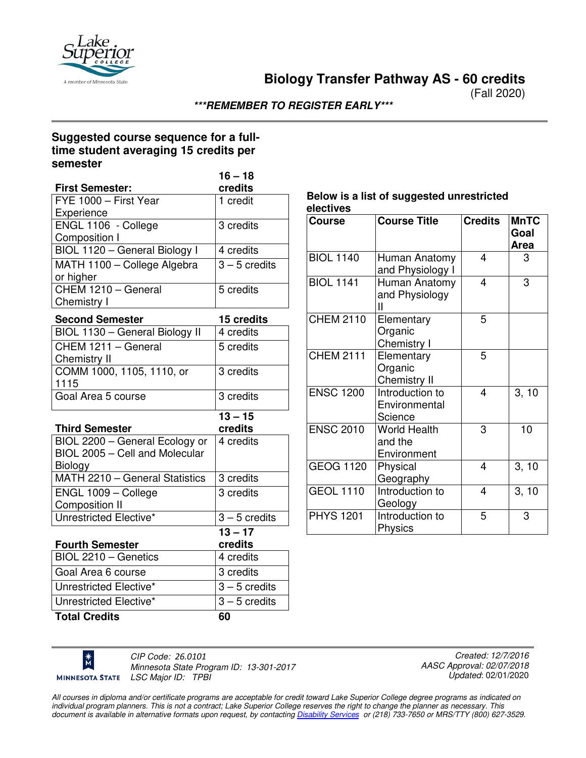# Biology Transfer Pathway AS - 60 credits

(Fall 2020)

***REMEMBER TO REGISTER EARLY***

## Suggested course sequence for a full-time student averaging 15 credits per semester

| First Semester: | 16 – 18 credits |
|---|---|
| FYE 1000 – First Year Experience | 1 credit |
| ENGL 1106 - College Composition I | 3 credits |
| BIOL 1120 – General Biology I | 4 credits |
| MATH 1100 – College Algebra or higher | 3 – 5 credits |
| CHEM 1210 – General Chemistry I | 5 credits |

| Second Semester | 15 credits |
|---|---|
| BIOL 1130 – General Biology II | 4 credits |
| CHEM 1211 – General Chemistry II | 5 credits |
| COMM 1000, 1105, 1110, or 1115 | 3 credits |
| Goal Area 5 course | 3 credits |

| Third Semester | 13 – 15 credits |
|---|---|
| BIOL 2200 – General Ecology or BIOL 2005 – Cell and Molecular Biology | 4 credits |
| MATH 2210 – General Statistics | 3 credits |
| ENGL 1009 – College Composition II | 3 credits |
| Unrestricted Elective* | 3 – 5 credits |

| Fourth Semester | 13 – 17 credits |
|---|---|
| BIOL 2210 – Genetics | 4 credits |
| Goal Area 6 course | 3 credits |
| Unrestricted Elective* | 3 – 5 credits |
| Unrestricted Elective* | 3 – 5 credits |
| **Total Credits** | **60** |

**Below is a list of suggested unrestricted electives**

| Course | Course Title | Credits | MnTC Goal Area |
|---|---|---|---|
| BIOL 1140 | Human Anatomy and Physiology I | 4 | 3 |
| BIOL 1141 | Human Anatomy and Physiology II | 4 | 3 |
| CHEM 2110 | Elementary Organic Chemistry I | 5 | |
| CHEM 2111 | Elementary Organic Chemistry II | 5 | |
| ENSC 1200 | Introduction to Environmental Science | 4 | 3, 10 |
| ENSC 2010 | World Health and the Environment | 3 | 10 |
| GEOG 1120 | Physical Geography | 4 | 3, 10 |
| GEOL 1110 | Introduction to Geology | 4 | 3, 10 |
| PHYS 1201 | Introduction to Physics | 5 | 3 |

*CIP Code: 26.0101*
*Minnesota State Program ID: 13-301-2017*
*LSC Major ID: TPBI*

*Created: 12/7/2016*
*AASC Approval: 02/07/2018*
*Updated: 02/01/2020*

*All courses in diploma and/or certificate programs are acceptable for credit toward Lake Superior College degree programs as indicated on individual program planners. This is not a contract; Lake Superior College reserves the right to change the planner as necessary. This document is available in alternative formats upon request, by contacting Disability Services or (218) 733-7650 or MRS/TTY (800) 627-3529.*